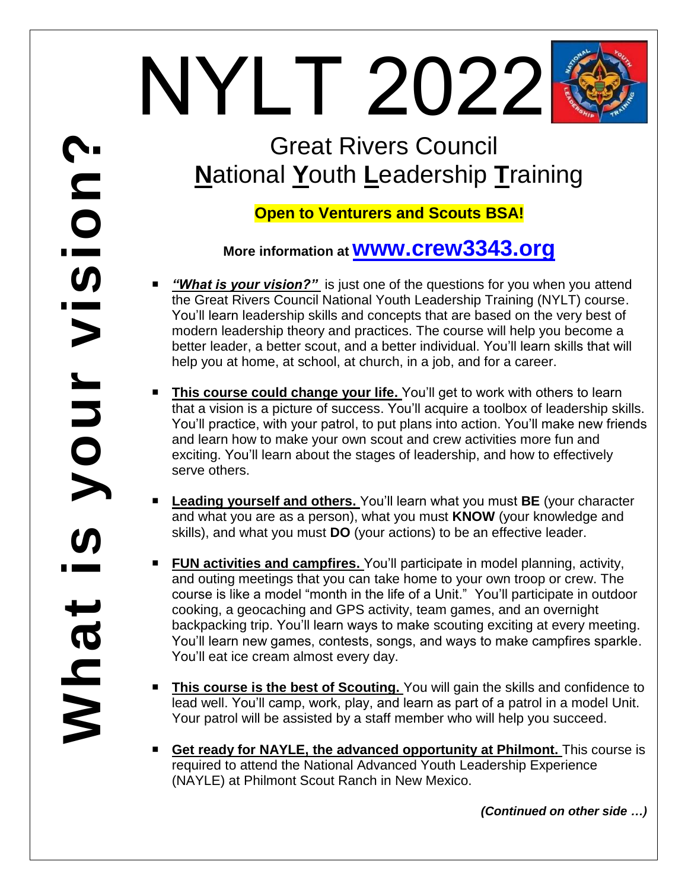**What is your vision?**

# NYLT 2022

## Great Rivers Council
## **N**ational **Y**outh **L**eadership **T**raining

**Open to Venturers and Scouts BSA!**

**More information at www.crew3343.org**

- ***"What is your vision?"*** is just one of the questions for you when you attend the Great Rivers Council National Youth Leadership Training (NYLT) course. You'll learn leadership skills and concepts that are based on the very best of modern leadership theory and practices. The course will help you become a better leader, a better scout, and a better individual. You'll learn skills that will help you at home, at school, at church, in a job, and for a career.

- **This course could change your life.** You'll get to work with others to learn that a vision is a picture of success. You'll acquire a toolbox of leadership skills. You'll practice, with your patrol, to put plans into action. You'll make new friends and learn how to make your own scout and crew activities more fun and exciting. You'll learn about the stages of leadership, and how to effectively serve others.

- **Leading yourself and others.** You'll learn what you must **BE** (your character and what you are as a person), what you must **KNOW** (your knowledge and skills), and what you must **DO** (your actions) to be an effective leader.

- **FUN activities and campfires.** You'll participate in model planning, activity, and outing meetings that you can take home to your own troop or crew. The course is like a model "month in the life of a Unit." You'll participate in outdoor cooking, a geocaching and GPS activity, team games, and an overnight backpacking trip. You'll learn ways to make scouting exciting at every meeting. You'll learn new games, contests, songs, and ways to make campfires sparkle. You'll eat ice cream almost every day.

- **This course is the best of Scouting.** You will gain the skills and confidence to lead well. You'll camp, work, play, and learn as part of a patrol in a model Unit. Your patrol will be assisted by a staff member who will help you succeed.

- **Get ready for NAYLE, the advanced opportunity at Philmont.** This course is required to attend the National Advanced Youth Leadership Experience (NAYLE) at Philmont Scout Ranch in New Mexico.

***(Continued on other side …)***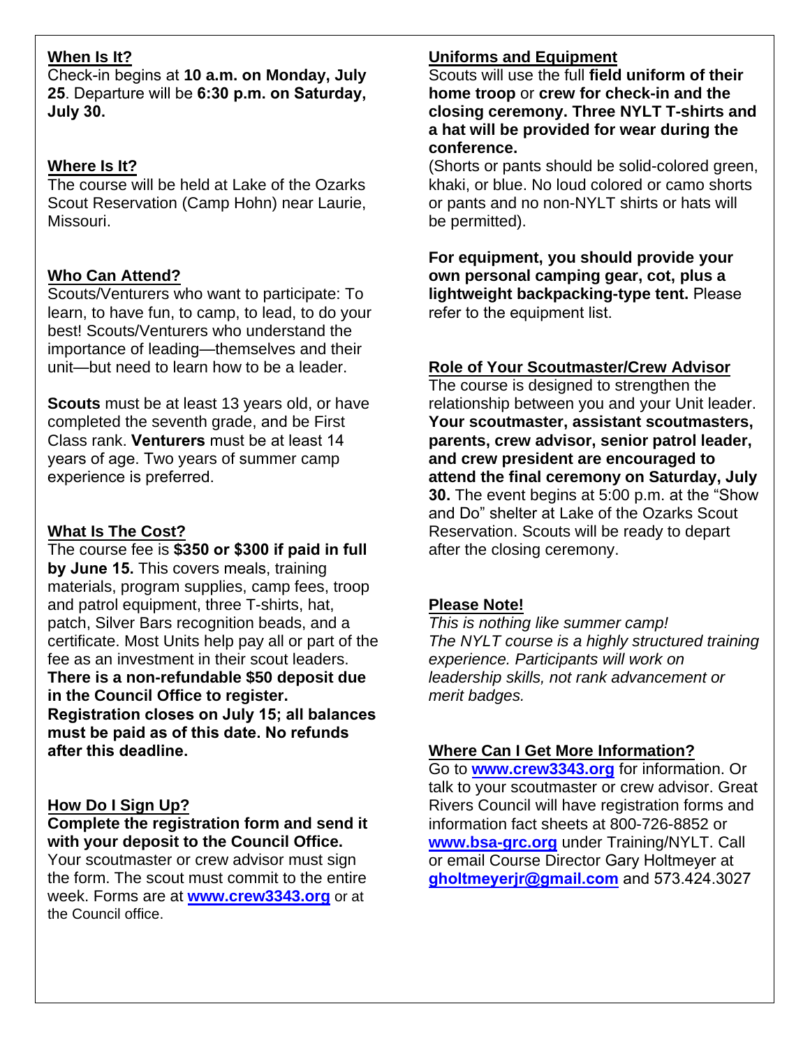## When Is It?

Check-in begins at **10 a.m. on Monday, July 25**. Departure will be **6:30 p.m. on Saturday, July 30.**

## Where Is It?

The course will be held at Lake of the Ozarks Scout Reservation (Camp Hohn) near Laurie, Missouri.

## Who Can Attend?

Scouts/Venturers who want to participate: To learn, to have fun, to camp, to lead, to do your best! Scouts/Venturers who understand the importance of leading—themselves and their unit—but need to learn how to be a leader.

**Scouts** must be at least 13 years old, or have completed the seventh grade, and be First Class rank. **Venturers** must be at least 14 years of age. Two years of summer camp experience is preferred.

## What Is The Cost?

The course fee is **$350 or $300 if paid in full by June 15.** This covers meals, training materials, program supplies, camp fees, troop and patrol equipment, three T-shirts, hat, patch, Silver Bars recognition beads, and a certificate. Most Units help pay all or part of the fee as an investment in their scout leaders. **There is a non-refundable $50 deposit due in the Council Office to register. Registration closes on July 15; all balances must be paid as of this date. No refunds after this deadline.**

## How Do I Sign Up?

**Complete the registration form and send it with your deposit to the Council Office.** Your scoutmaster or crew advisor must sign the form. The scout must commit to the entire week. Forms are at **www.crew3343.org** or at the Council office.

## Uniforms and Equipment

Scouts will use the full **field uniform of their home troop** or **crew for check-in and the closing ceremony. Three NYLT T-shirts and a hat will be provided for wear during the conference.**

(Shorts or pants should be solid-colored green, khaki, or blue. No loud colored or camo shorts or pants and no non-NYLT shirts or hats will be permitted).

**For equipment, you should provide your own personal camping gear, cot, plus a lightweight backpacking-type tent.** Please refer to the equipment list.

## Role of Your Scoutmaster/Crew Advisor

The course is designed to strengthen the relationship between you and your Unit leader. **Your scoutmaster, assistant scoutmasters, parents, crew advisor, senior patrol leader, and crew president are encouraged to attend the final ceremony on Saturday, July 30.** The event begins at 5:00 p.m. at the "Show and Do" shelter at Lake of the Ozarks Scout Reservation. Scouts will be ready to depart after the closing ceremony.

## Please Note!

*This is nothing like summer camp!*
*The NYLT course is a highly structured training experience. Participants will work on leadership skills, not rank advancement or merit badges.*

## Where Can I Get More Information?

Go to **www.crew3343.org** for information. Or talk to your scoutmaster or crew advisor. Great Rivers Council will have registration forms and information fact sheets at 800-726-8852 or **www.bsa-grc.org** under Training/NYLT. Call or email Course Director Gary Holtmeyer at **gholtmeyerjr@gmail.com** and 573.424.3027